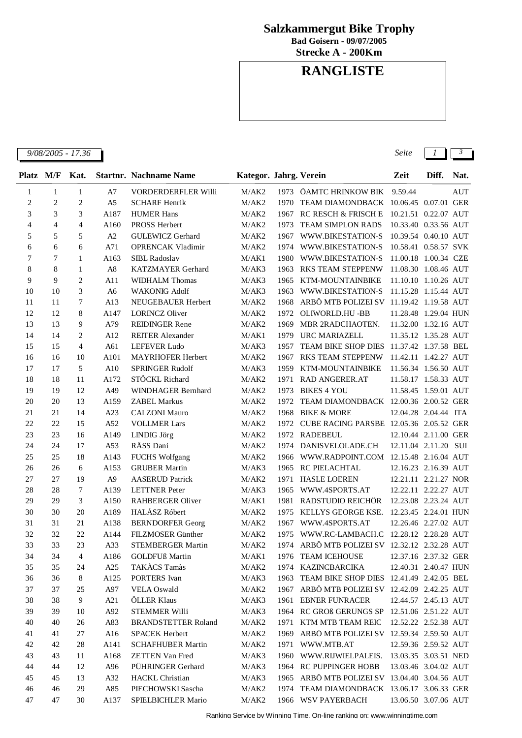# Salzkammergut Bike Trophy

**Bad Goisern - 09/07/2005**

**Strecke A - 200Km**

## RANGLISTE

*9/08/2005 - 17.36*

| Platz | M/F | Kat. | Startnr. | Nachname Name | Kategor. | Jahrg. | Verein | Zeit | Diff. | Nat. |
|---|---|---|---|---|---|---|---|---|---|---|
| 1 | 1 | 1 | A7 | VORDERDERFLER Willi | M/AK2 | 1973 | ÖAMTC HRINKOW BIK | 9.59.44 | | AUT |
| 2 | 2 | 2 | A5 | SCHARF Henrik | M/AK2 | 1970 | TEAM DIAMONDBACK | 10.06.45 | 0.07.01 | GER |
| 3 | 3 | 3 | A187 | HUMER Hans | M/AK2 | 1967 | RC RESCH & FRISCH E | 10.21.51 | 0.22.07 | AUT |
| 4 | 4 | 4 | A160 | PROSS Herbert | M/AK2 | 1973 | TEAM SIMPLON RADS | 10.33.40 | 0.33.56 | AUT |
| 5 | 5 | 5 | A2 | GULEWICZ Gerhard | M/AK2 | 1967 | WWW.BIKESTATION-S | 10.39.54 | 0.40.10 | AUT |
| 6 | 6 | 6 | A71 | OPRENCAK Vladimir | M/AK2 | 1974 | WWW.BIKESTATION-S | 10.58.41 | 0.58.57 | SVK |
| 7 | 7 | 1 | A163 | SIBL Radoslav | M/AK1 | 1980 | WWW.BIKESTATION-S | 11.00.18 | 1.00.34 | CZE |
| 8 | 8 | 1 | A8 | KATZMAYER Gerhard | M/AK3 | 1963 | RKS TEAM STEPPENW | 11.08.30 | 1.08.46 | AUT |
| 9 | 9 | 2 | A11 | WIDHALM Thomas | M/AK3 | 1965 | KTM-MOUNTAINBIKE | 11.10.10 | 1.10.26 | AUT |
| 10 | 10 | 3 | A6 | WAKONIG Adolf | M/AK3 | 1963 | WWW.BIKESTATION-S | 11.15.28 | 1.15.44 | AUT |
| 11 | 11 | 7 | A13 | NEUGEBAUER Herbert | M/AK2 | 1968 | ARBÖ MTB POLIZEI SV | 11.19.42 | 1.19.58 | AUT |
| 12 | 12 | 8 | A147 | LORINCZ Oliver | M/AK2 | 1972 | OLIWORLD.HU -BB | 11.28.48 | 1.29.04 | HUN |
| 13 | 13 | 9 | A79 | REIDINGER Rene | M/AK2 | 1969 | MBR 2RADCHAOTEN. | 11.32.00 | 1.32.16 | AUT |
| 14 | 14 | 2 | A12 | REITER Alexander | M/AK1 | 1979 | URC MARIAZELL | 11.35.12 | 1.35.28 | AUT |
| 15 | 15 | 4 | A61 | LEFEVER Ludo | M/AK3 | 1957 | TEAM BIKE SHOP DIES | 11.37.42 | 1.37.58 | BEL |
| 16 | 16 | 10 | A101 | MAYRHOFER Herbert | M/AK2 | 1967 | RKS TEAM STEPPENW | 11.42.11 | 1.42.27 | AUT |
| 17 | 17 | 5 | A10 | SPRINGER Rudolf | M/AK3 | 1959 | KTM-MOUNTAINBIKE | 11.56.34 | 1.56.50 | AUT |
| 18 | 18 | 11 | A172 | STÖCKL Richard | M/AK2 | 1971 | RAD ANGERER.AT | 11.58.17 | 1.58.33 | AUT |
| 19 | 19 | 12 | A49 | WINDHAGER Bernhard | M/AK2 | 1973 | BIKES 4 YOU | 11.58.45 | 1.59.01 | AUT |
| 20 | 20 | 13 | A159 | ZABEL Markus | M/AK2 | 1972 | TEAM DIAMONDBACK | 12.00.36 | 2.00.52 | GER |
| 21 | 21 | 14 | A23 | CALZONI Mauro | M/AK2 | 1968 | BIKE & MORE | 12.04.28 | 2.04.44 | ITA |
| 22 | 22 | 15 | A52 | VOLLMER Lars | M/AK2 | 1972 | CUBE RACING PARSBE | 12.05.36 | 2.05.52 | GER |
| 23 | 23 | 16 | A149 | LINDIG Jörg | M/AK2 | 1972 | RADEBEUL | 12.10.44 | 2.11.00 | GER |
| 24 | 24 | 17 | A53 | RÄSS Dani | M/AK2 | 1974 | DANISVELOLADE.CH | 12.11.04 | 2.11.20 | SUI |
| 25 | 25 | 18 | A143 | FUCHS Wolfgang | M/AK2 | 1966 | WWW.RADPOINT.COM | 12.15.48 | 2.16.04 | AUT |
| 26 | 26 | 6 | A153 | GRUBER Martin | M/AK3 | 1965 | RC PIELACHTAL | 12.16.23 | 2.16.39 | AUT |
| 27 | 27 | 19 | A9 | AASERUD Patrick | M/AK2 | 1971 | HASLE LOEREN | 12.21.11 | 2.21.27 | NOR |
| 28 | 28 | 7 | A139 | LETTNER Peter | M/AK3 | 1965 | WWW.4SPORTS.AT | 12.22.11 | 2.22.27 | AUT |
| 29 | 29 | 3 | A150 | RAHBERGER Oliver | M/AK1 | 1981 | RADSTUDIO REICHÖR | 12.23.08 | 2.23.24 | AUT |
| 30 | 30 | 20 | A189 | HALÁSZ Róbert | M/AK2 | 1975 | KELLYS GEORGE KSE. | 12.23.45 | 2.24.01 | HUN |
| 31 | 31 | 21 | A138 | BERNDORFER Georg | M/AK2 | 1967 | WWW.4SPORTS.AT | 12.26.46 | 2.27.02 | AUT |
| 32 | 32 | 22 | A144 | FILZMOSER Günther | M/AK2 | 1975 | WWW.RC-LAMBACH.C | 12.28.12 | 2.28.28 | AUT |
| 33 | 33 | 23 | A33 | STEMBERGER Martin | M/AK2 | 1974 | ARBÖ MTB POLIZEI SV | 12.32.12 | 2.32.28 | AUT |
| 34 | 34 | 4 | A186 | GOLDFUß Martin | M/AK1 | 1976 | TEAM ICEHOUSE | 12.37.16 | 2.37.32 | GER |
| 35 | 35 | 24 | A25 | TAKÀCS Tamàs | M/AK2 | 1974 | KAZINCBARCIKA | 12.40.31 | 2.40.47 | HUN |
| 36 | 36 | 8 | A125 | PORTERS Ivan | M/AK3 | 1963 | TEAM BIKE SHOP DIES | 12.41.49 | 2.42.05 | BEL |
| 37 | 37 | 25 | A97 | VELA Oswald | M/AK2 | 1967 | ARBÖ MTB POLIZEI SV | 12.42.09 | 2.42.25 | AUT |
| 38 | 38 | 9 | A21 | ÖLLER Klaus | M/AK3 | 1961 | EBNER FUNRACER | 12.44.57 | 2.45.13 | AUT |
| 39 | 39 | 10 | A92 | STEMMER Willi | M/AK3 | 1964 | RC GROß GERUNGS SP | 12.51.06 | 2.51.22 | AUT |
| 40 | 40 | 26 | A83 | BRANDSTETTER Roland | M/AK2 | 1971 | KTM MTB TEAM REIC | 12.52.22 | 2.52.38 | AUT |
| 41 | 41 | 27 | A16 | SPACEK Herbert | M/AK2 | 1969 | ARBÖ MTB POLIZEI SV | 12.59.34 | 2.59.50 | AUT |
| 42 | 42 | 28 | A141 | SCHAFHUBER Martin | M/AK2 | 1971 | WWW.MTB.AT | 12.59.36 | 2.59.52 | AUT |
| 43 | 43 | 11 | A168 | ZETTEN Van Fred | M/AK3 | 1960 | WWW.RIJWIELPALEIS. | 13.03.35 | 3.03.51 | NED |
| 44 | 44 | 12 | A96 | PÜHRINGER Gerhard | M/AK3 | 1964 | RC PUPPINGER HOBB | 13.03.46 | 3.04.02 | AUT |
| 45 | 45 | 13 | A32 | HACKL Christian | M/AK3 | 1965 | ARBÖ MTB POLIZEI SV | 13.04.40 | 3.04.56 | AUT |
| 46 | 46 | 29 | A85 | PIECHOWSKI Sascha | M/AK2 | 1974 | TEAM DIAMONDBACK | 13.06.17 | 3.06.33 | GER |
| 47 | 47 | 30 | A137 | SPIELBICHLER Mario | M/AK2 | 1966 | WSV PAYERBACH | 13.06.50 | 3.07.06 | AUT |

Ranking Service by Winning Time. On-line ranking on: www.winningtime.com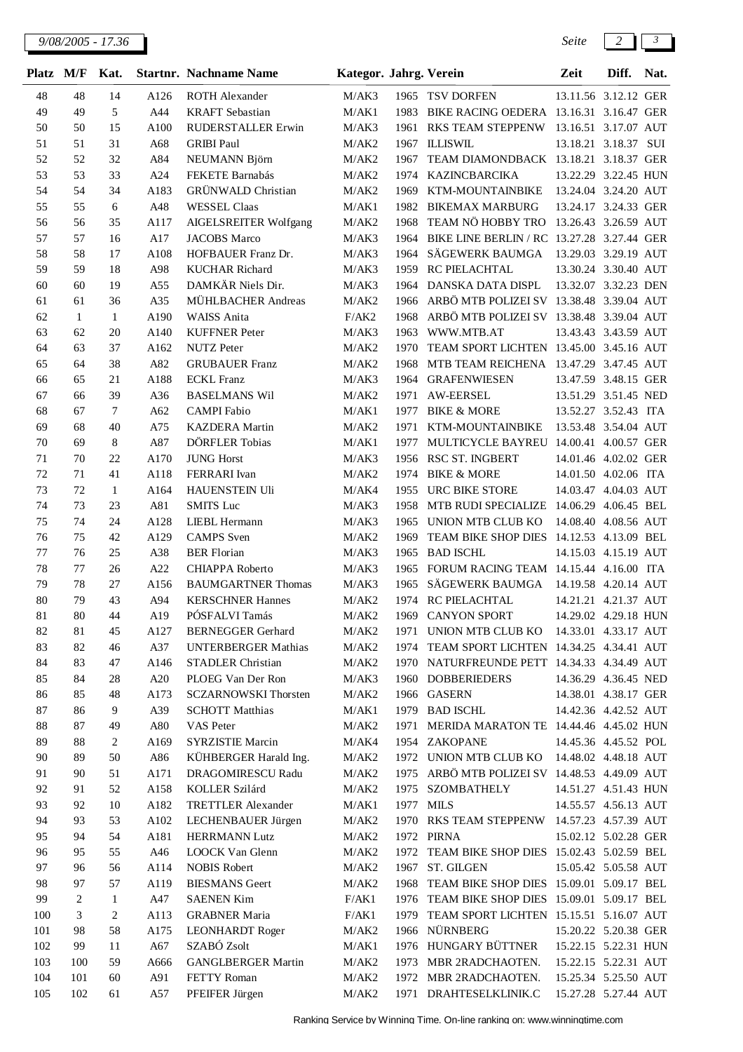| Platz | M/F | Kat. | Startnr. | Nachname Name | Kategor. | Jahrg. | Verein | Zeit | Diff. | Nat. |
|---|---|---|---|---|---|---|---|---|---|---|
| 48 | 48 | 14 | A126 | ROTH Alexander | M/AK3 | 1965 | TSV DORFEN | 13.11.56 | 3.12.12 | GER |
| 49 | 49 | 5 | A44 | KRAFT Sebastian | M/AK1 | 1983 | BIKE RACING OEDERA | 13.16.31 | 3.16.47 | GER |
| 50 | 50 | 15 | A100 | RUDERSTALLER Erwin | M/AK3 | 1961 | RKS TEAM STEPPENW | 13.16.51 | 3.17.07 | AUT |
| 51 | 51 | 31 | A68 | GRIBI Paul | M/AK2 | 1967 | ILLISWIL | 13.18.21 | 3.18.37 | SUI |
| 52 | 52 | 32 | A84 | NEUMANN Björn | M/AK2 | 1967 | TEAM DIAMONDBACK | 13.18.21 | 3.18.37 | GER |
| 53 | 53 | 33 | A24 | FEKETE Barnabás | M/AK2 | 1974 | KAZINCBARCIKA | 13.22.29 | 3.22.45 | HUN |
| 54 | 54 | 34 | A183 | GRÜNWALD Christian | M/AK2 | 1969 | KTM-MOUNTAINBIKE | 13.24.04 | 3.24.20 | AUT |
| 55 | 55 | 6 | A48 | WESSEL Claas | M/AK1 | 1982 | BIKEMAX MARBURG | 13.24.17 | 3.24.33 | GER |
| 56 | 56 | 35 | A117 | AIGELSREITER Wolfgang | M/AK2 | 1968 | TEAM NÖ HOBBY TRO | 13.26.43 | 3.26.59 | AUT |
| 57 | 57 | 16 | A17 | JACOBS Marco | M/AK3 | 1964 | BIKE LINE BERLIN / RC | 13.27.28 | 3.27.44 | GER |
| 58 | 58 | 17 | A108 | HOFBAUER Franz Dr. | M/AK3 | 1964 | SÄGEWERK BAUMGA | 13.29.03 | 3.29.19 | AUT |
| 59 | 59 | 18 | A98 | KUCHAR Richard | M/AK3 | 1959 | RC PIELACHTAL | 13.30.24 | 3.30.40 | AUT |
| 60 | 60 | 19 | A55 | DAMKÄR Niels Dir. | M/AK3 | 1964 | DANSKA DATA DISPL | 13.32.07 | 3.32.23 | DEN |
| 61 | 61 | 36 | A35 | MÜHLBACHER Andreas | M/AK2 | 1966 | ARBÖ MTB POLIZEI SV | 13.38.48 | 3.39.04 | AUT |
| 62 | 1 | 1 | A190 | WAISS Anita | F/AK2 | 1968 | ARBÖ MTB POLIZEI SV | 13.38.48 | 3.39.04 | AUT |
| 63 | 62 | 20 | A140 | KUFFNER Peter | M/AK3 | 1963 | WWW.MTB.AT | 13.43.43 | 3.43.59 | AUT |
| 64 | 63 | 37 | A162 | NUTZ Peter | M/AK2 | 1970 | TEAM SPORT LICHTEN | 13.45.00 | 3.45.16 | AUT |
| 65 | 64 | 38 | A82 | GRUBAUER Franz | M/AK2 | 1968 | MTB TEAM REICHENA | 13.47.29 | 3.47.45 | AUT |
| 66 | 65 | 21 | A188 | ECKL Franz | M/AK3 | 1964 | GRAFENWIESEN | 13.47.59 | 3.48.15 | GER |
| 67 | 66 | 39 | A36 | BASELMANS Wil | M/AK2 | 1971 | AW-EERSEL | 13.51.29 | 3.51.45 | NED |
| 68 | 67 | 7 | A62 | CAMPI Fabio | M/AK1 | 1977 | BIKE & MORE | 13.52.27 | 3.52.43 | ITA |
| 69 | 68 | 40 | A75 | KAZDERA Martin | M/AK2 | 1971 | KTM-MOUNTAINBIKE | 13.53.48 | 3.54.04 | AUT |
| 70 | 69 | 8 | A87 | DÖRFLER Tobias | M/AK1 | 1977 | MULTICYCLE BAYREU | 14.00.41 | 4.00.57 | GER |
| 71 | 70 | 22 | A170 | JUNG Horst | M/AK3 | 1956 | RSC ST. INGBERT | 14.01.46 | 4.02.02 | GER |
| 72 | 71 | 41 | A118 | FERRARI Ivan | M/AK2 | 1974 | BIKE & MORE | 14.01.50 | 4.02.06 | ITA |
| 73 | 72 | 1 | A164 | HAUENSTEIN Uli | M/AK4 | 1955 | URC BIKE STORE | 14.03.47 | 4.04.03 | AUT |
| 74 | 73 | 23 | A81 | SMITS Luc | M/AK3 | 1958 | MTB RUDI SPECIALIZE | 14.06.29 | 4.06.45 | BEL |
| 75 | 74 | 24 | A128 | LIEBL Hermann | M/AK3 | 1965 | UNION MTB CLUB KO | 14.08.40 | 4.08.56 | AUT |
| 76 | 75 | 42 | A129 | CAMPS Sven | M/AK2 | 1969 | TEAM BIKE SHOP DIES | 14.12.53 | 4.13.09 | BEL |
| 77 | 76 | 25 | A38 | BER Florian | M/AK3 | 1965 | BAD ISCHL | 14.15.03 | 4.15.19 | AUT |
| 78 | 77 | 26 | A22 | CHIAPPA Roberto | M/AK3 | 1965 | FORUM RACING TEAM | 14.15.44 | 4.16.00 | ITA |
| 79 | 78 | 27 | A156 | BAUMGARTNER Thomas | M/AK3 | 1965 | SÄGEWERK BAUMGA | 14.19.58 | 4.20.14 | AUT |
| 80 | 79 | 43 | A94 | KERSCHNER Hannes | M/AK2 | 1974 | RC PIELACHTAL | 14.21.21 | 4.21.37 | AUT |
| 81 | 80 | 44 | A19 | PÓSFALVI Tamás | M/AK2 | 1969 | CANYON SPORT | 14.29.02 | 4.29.18 | HUN |
| 82 | 81 | 45 | A127 | BERNEGGER Gerhard | M/AK2 | 1971 | UNION MTB CLUB KO | 14.33.01 | 4.33.17 | AUT |
| 83 | 82 | 46 | A37 | UNTERBERGER Mathias | M/AK2 | 1974 | TEAM SPORT LICHTEN | 14.34.25 | 4.34.41 | AUT |
| 84 | 83 | 47 | A146 | STADLER Christian | M/AK2 | 1970 | NATURFREUNDE PETT | 14.34.33 | 4.34.49 | AUT |
| 85 | 84 | 28 | A20 | PLOEG Van Der Ron | M/AK3 | 1960 | DOBBERIEDERS | 14.36.29 | 4.36.45 | NED |
| 86 | 85 | 48 | A173 | SCZARNOWSKI Thorsten | M/AK2 | 1966 | GASERN | 14.38.01 | 4.38.17 | GER |
| 87 | 86 | 9 | A39 | SCHOTT Matthias | M/AK1 | 1979 | BAD ISCHL | 14.42.36 | 4.42.52 | AUT |
| 88 | 87 | 49 | A80 | VAS Peter | M/AK2 | 1971 | MERIDA MARATON TE | 14.44.46 | 4.45.02 | HUN |
| 89 | 88 | 2 | A169 | SYRZISTIE Marcin | M/AK4 | 1954 | ZAKOPANE | 14.45.36 | 4.45.52 | POL |
| 90 | 89 | 50 | A86 | KÜHBERGER Harald Ing. | M/AK2 | 1972 | UNION MTB CLUB KO | 14.48.02 | 4.48.18 | AUT |
| 91 | 90 | 51 | A171 | DRAGOMIRESCU Radu | M/AK2 | 1975 | ARBÖ MTB POLIZEI SV | 14.48.53 | 4.49.09 | AUT |
| 92 | 91 | 52 | A158 | KOLLER Szilárd | M/AK2 | 1975 | SZOMBATHELY | 14.51.27 | 4.51.43 | HUN |
| 93 | 92 | 10 | A182 | TRETTLER Alexander | M/AK1 | 1977 | MILS | 14.55.57 | 4.56.13 | AUT |
| 94 | 93 | 53 | A102 | LECHENBAUER Jürgen | M/AK2 | 1970 | RKS TEAM STEPPENW | 14.57.23 | 4.57.39 | AUT |
| 95 | 94 | 54 | A181 | HERRMANN Lutz | M/AK2 | 1972 | PIRNA | 15.02.12 | 5.02.28 | GER |
| 96 | 95 | 55 | A46 | LOOCK Van Glenn | M/AK2 | 1972 | TEAM BIKE SHOP DIES | 15.02.43 | 5.02.59 | BEL |
| 97 | 96 | 56 | A114 | NOBIS Robert | M/AK2 | 1967 | ST. GILGEN | 15.05.42 | 5.05.58 | AUT |
| 98 | 97 | 57 | A119 | BIESMANS Geert | M/AK2 | 1968 | TEAM BIKE SHOP DIES | 15.09.01 | 5.09.17 | BEL |
| 99 | 2 | 1 | A47 | SAENEN Kim | F/AK1 | 1976 | TEAM BIKE SHOP DIES | 15.09.01 | 5.09.17 | BEL |
| 100 | 3 | 2 | A113 | GRABNER Maria | F/AK1 | 1979 | TEAM SPORT LICHTEN | 15.15.51 | 5.16.07 | AUT |
| 101 | 98 | 58 | A175 | LEONHARDT Roger | M/AK2 | 1966 | NÜRNBERG | 15.20.22 | 5.20.38 | GER |
| 102 | 99 | 11 | A67 | SZABÓ Zsolt | M/AK1 | 1976 | HUNGARY BÜTTNER | 15.22.15 | 5.22.31 | HUN |
| 103 | 100 | 59 | A666 | GANGLBERGER Martin | M/AK2 | 1973 | MBR 2RADCHAOTEN. | 15.22.15 | 5.22.31 | AUT |
| 104 | 101 | 60 | A91 | FETTY Roman | M/AK2 | 1972 | MBR 2RADCHAOTEN. | 15.25.34 | 5.25.50 | AUT |
| 105 | 102 | 61 | A57 | PFEIFER Jürgen | M/AK2 | 1971 | DRAHTESELKLINIK.C | 15.27.28 | 5.27.44 | AUT |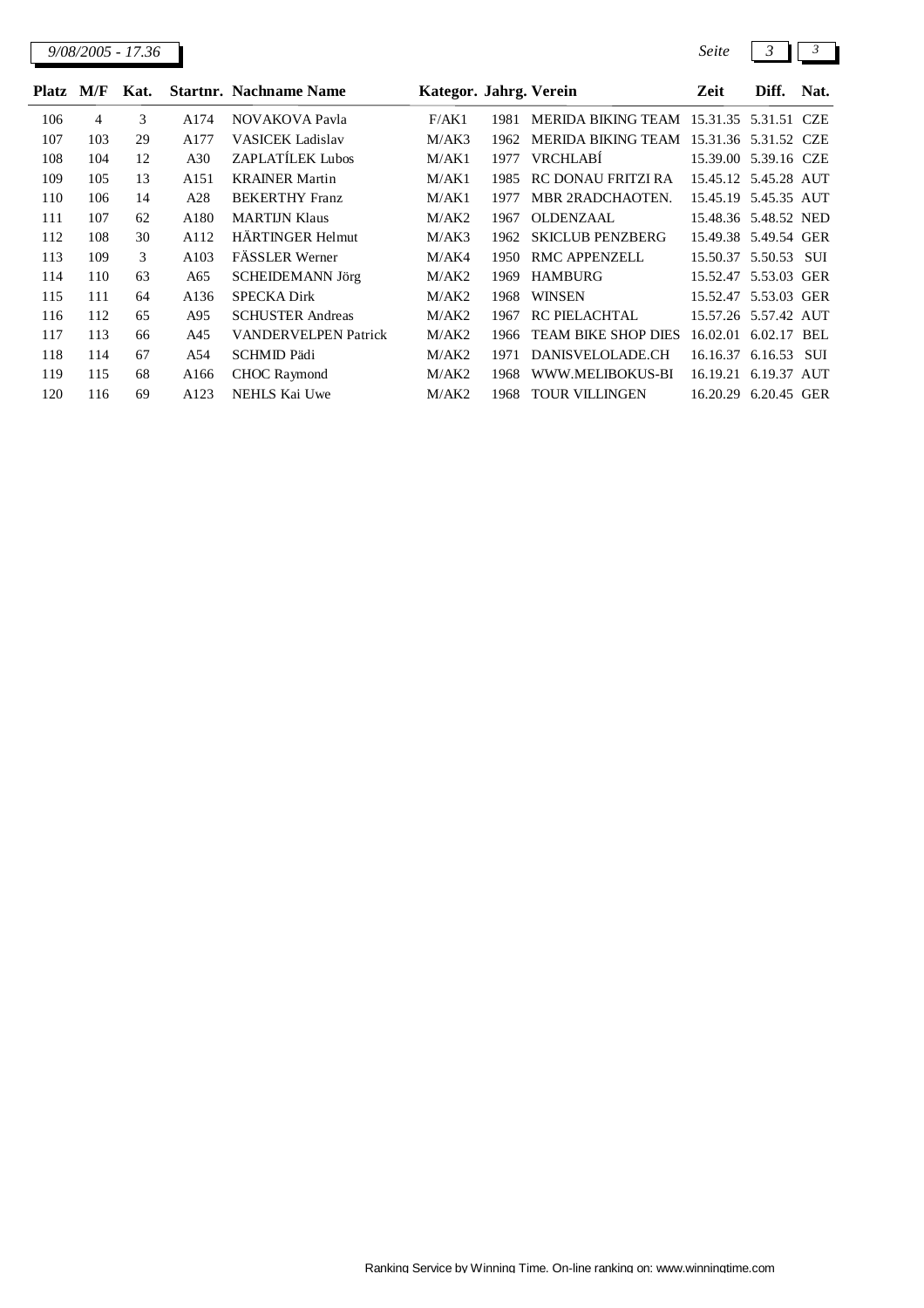| Platz | M/F | Kat. | Startnr. | Nachname Name | Kategor. | Jahrg. | Verein | Zeit | Diff. | Nat. |
|---|---|---|---|---|---|---|---|---|---|---|
| 106 | 4 | 3 | A174 | NOVAKOVA Pavla | F/AK1 | 1981 | MERIDA BIKING TEAM | 15.31.35 | 5.31.51 | CZE |
| 107 | 103 | 29 | A177 | VASICEK Ladislav | M/AK3 | 1962 | MERIDA BIKING TEAM | 15.31.36 | 5.31.52 | CZE |
| 108 | 104 | 12 | A30 | ZAPLATÍLEK Lubos | M/AK1 | 1977 | VRCHLABÍ | 15.39.00 | 5.39.16 | CZE |
| 109 | 105 | 13 | A151 | KRAINER Martin | M/AK1 | 1985 | RC DONAU FRITZI RA | 15.45.12 | 5.45.28 | AUT |
| 110 | 106 | 14 | A28 | BEKERTHY Franz | M/AK1 | 1977 | MBR 2RADCHAOTEN. | 15.45.19 | 5.45.35 | AUT |
| 111 | 107 | 62 | A180 | MARTIJN Klaus | M/AK2 | 1967 | OLDENZAAL | 15.48.36 | 5.48.52 | NED |
| 112 | 108 | 30 | A112 | HÄRTINGER Helmut | M/AK3 | 1962 | SKICLUB PENZBERG | 15.49.38 | 5.49.54 | GER |
| 113 | 109 | 3 | A103 | FÄSSLER Werner | M/AK4 | 1950 | RMC APPENZELL | 15.50.37 | 5.50.53 | SUI |
| 114 | 110 | 63 | A65 | SCHEIDEMANN Jörg | M/AK2 | 1969 | HAMBURG | 15.52.47 | 5.53.03 | GER |
| 115 | 111 | 64 | A136 | SPECKA Dirk | M/AK2 | 1968 | WINSEN | 15.52.47 | 5.53.03 | GER |
| 116 | 112 | 65 | A95 | SCHUSTER Andreas | M/AK2 | 1967 | RC PIELACHTAL | 15.57.26 | 5.57.42 | AUT |
| 117 | 113 | 66 | A45 | VANDERVELPEN Patrick | M/AK2 | 1966 | TEAM BIKE SHOP DIES | 16.02.01 | 6.02.17 | BEL |
| 118 | 114 | 67 | A54 | SCHMID Pädi | M/AK2 | 1971 | DANISVELOLADE.CH | 16.16.37 | 6.16.53 | SUI |
| 119 | 115 | 68 | A166 | CHOC Raymond | M/AK2 | 1968 | WWW.MELIBOKUS-BI | 16.19.21 | 6.19.37 | AUT |
| 120 | 116 | 69 | A123 | NEHLS Kai Uwe | M/AK2 | 1968 | TOUR VILLINGEN | 16.20.29 | 6.20.45 | GER |